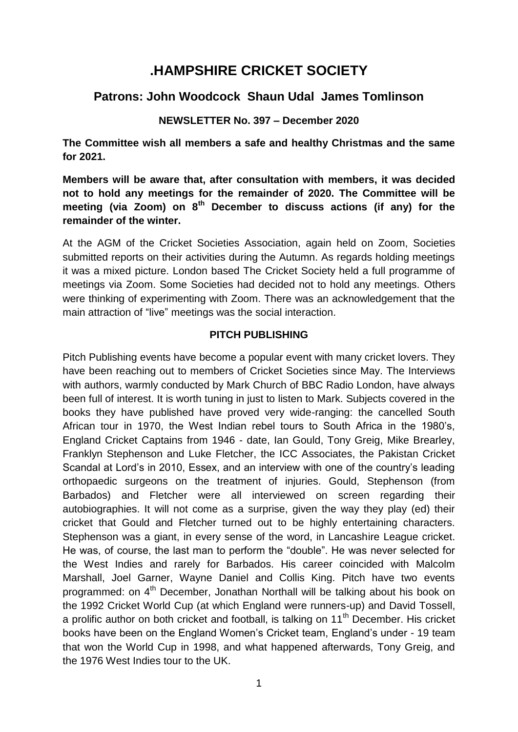# .HAMPSHIRE CRICKET SOCIETY

## Patrons: John Woodcock Shaun Udal James Tomlinson

### NEWSLETTER No. 397 – December 2020

**The Committee wish all members a safe and healthy Christmas and the same for 2021.**

**Members will be aware that, after consultation with members, it was decided not to hold any meetings for the remainder of 2020. The Committee will be meeting (via Zoom) on 8th December to discuss actions (if any) for the remainder of the winter.**

At the AGM of the Cricket Societies Association, again held on Zoom, Societies submitted reports on their activities during the Autumn. As regards holding meetings it was a mixed picture. London based The Cricket Society held a full programme of meetings via Zoom. Some Societies had decided not to hold any meetings. Others were thinking of experimenting with Zoom. There was an acknowledgement that the main attraction of "live" meetings was the social interaction.

### PITCH PUBLISHING

Pitch Publishing events have become a popular event with many cricket lovers. They have been reaching out to members of Cricket Societies since May. The Interviews with authors, warmly conducted by Mark Church of BBC Radio London, have always been full of interest. It is worth tuning in just to listen to Mark. Subjects covered in the books they have published have proved very wide-ranging: the cancelled South African tour in 1970, the West Indian rebel tours to South Africa in the 1980's, England Cricket Captains from 1946 - date, Ian Gould, Tony Greig, Mike Brearley, Franklyn Stephenson and Luke Fletcher, the ICC Associates, the Pakistan Cricket Scandal at Lord's in 2010, Essex, and an interview with one of the country's leading orthopaedic surgeons on the treatment of injuries. Gould, Stephenson (from Barbados) and Fletcher were all interviewed on screen regarding their autobiographies. It will not come as a surprise, given the way they play (ed) their cricket that Gould and Fletcher turned out to be highly entertaining characters. Stephenson was a giant, in every sense of the word, in Lancashire League cricket. He was, of course, the last man to perform the "double". He was never selected for the West Indies and rarely for Barbados. His career coincided with Malcolm Marshall, Joel Garner, Wayne Daniel and Collis King. Pitch have two events programmed: on 4th December, Jonathan Northall will be talking about his book on the 1992 Cricket World Cup (at which England were runners-up) and David Tossell, a prolific author on both cricket and football, is talking on 11th December. His cricket books have been on the England Women's Cricket team, England's under - 19 team that won the World Cup in 1998, and what happened afterwards, Tony Greig, and the 1976 West Indies tour to the UK.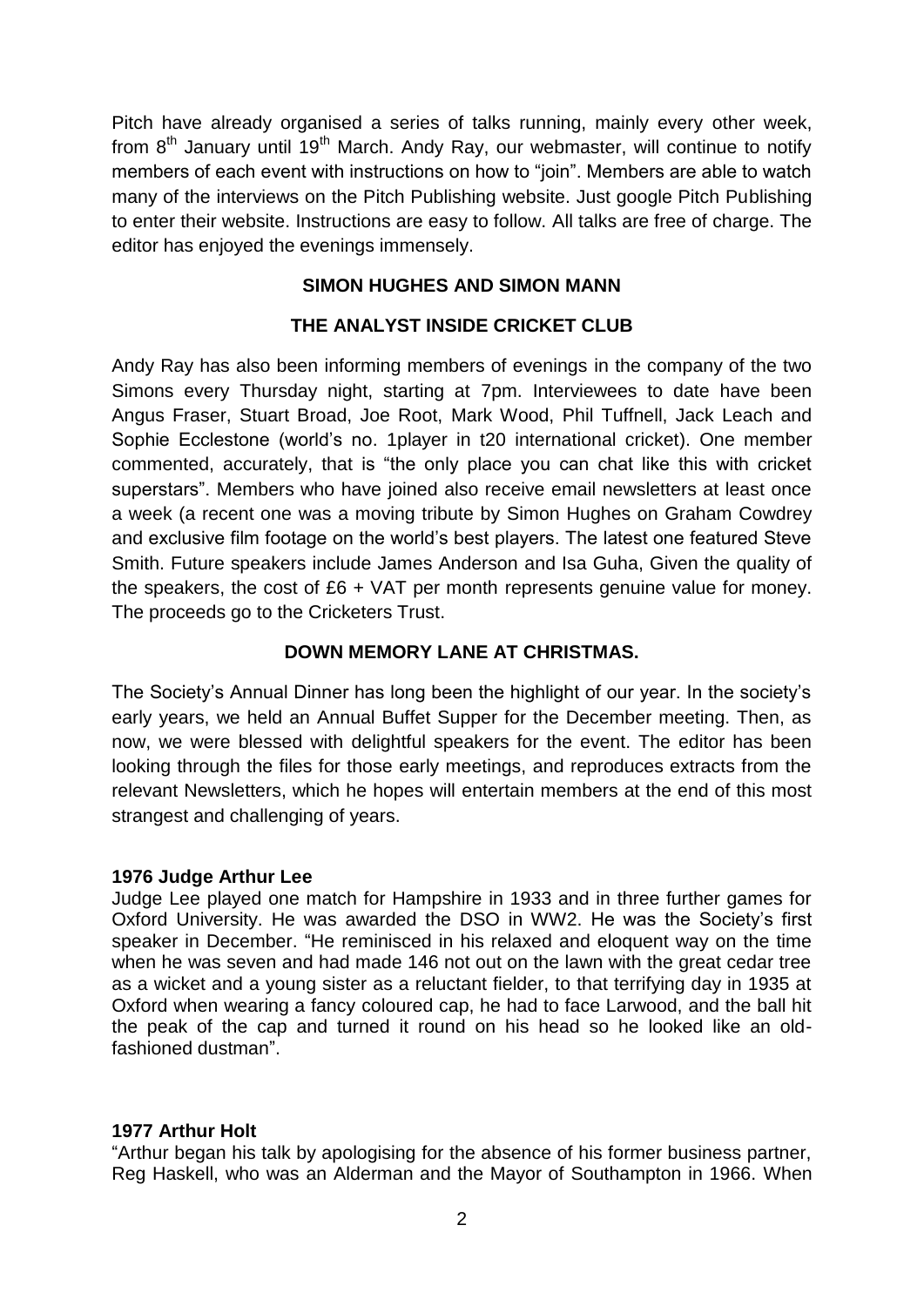Pitch have already organised a series of talks running, mainly every other week, from 8th January until 19th March. Andy Ray, our webmaster, will continue to notify members of each event with instructions on how to "join". Members are able to watch many of the interviews on the Pitch Publishing website. Just google Pitch Publishing to enter their website. Instructions are easy to follow. All talks are free of charge. The editor has enjoyed the evenings immensely.

**SIMON HUGHES AND SIMON MANN**

**THE ANALYST INSIDE CRICKET CLUB**

Andy Ray has also been informing members of evenings in the company of the two Simons every Thursday night, starting at 7pm. Interviewees to date have been Angus Fraser, Stuart Broad, Joe Root, Mark Wood, Phil Tuffnell, Jack Leach and Sophie Ecclestone (world's no. 1player in t20 international cricket). One member commented, accurately, that is "the only place you can chat like this with cricket superstars". Members who have joined also receive email newsletters at least once a week (a recent one was a moving tribute by Simon Hughes on Graham Cowdrey and exclusive film footage on the world's best players. The latest one featured Steve Smith. Future speakers include James Anderson and Isa Guha, Given the quality of the speakers, the cost of £6 + VAT per month represents genuine value for money. The proceeds go to the Cricketers Trust.

**DOWN MEMORY LANE AT CHRISTMAS.**

The Society's Annual Dinner has long been the highlight of our year. In the society's early years, we held an Annual Buffet Supper for the December meeting. Then, as now, we were blessed with delightful speakers for the event. The editor has been looking through the files for those early meetings, and reproduces extracts from the relevant Newsletters, which he hopes will entertain members at the end of this most strangest and challenging of years.

**1976 Judge Arthur Lee**

Judge Lee played one match for Hampshire in 1933 and in three further games for Oxford University. He was awarded the DSO in WW2. He was the Society's first speaker in December. "He reminisced in his relaxed and eloquent way on the time when he was seven and had made 146 not out on the lawn with the great cedar tree as a wicket and a young sister as a reluctant fielder, to that terrifying day in 1935 at Oxford when wearing a fancy coloured cap, he had to face Larwood, and the ball hit the peak of the cap and turned it round on his head so he looked like an old-fashioned dustman".

**1977 Arthur Holt**

"Arthur began his talk by apologising for the absence of his former business partner, Reg Haskell, who was an Alderman and the Mayor of Southampton in 1966. When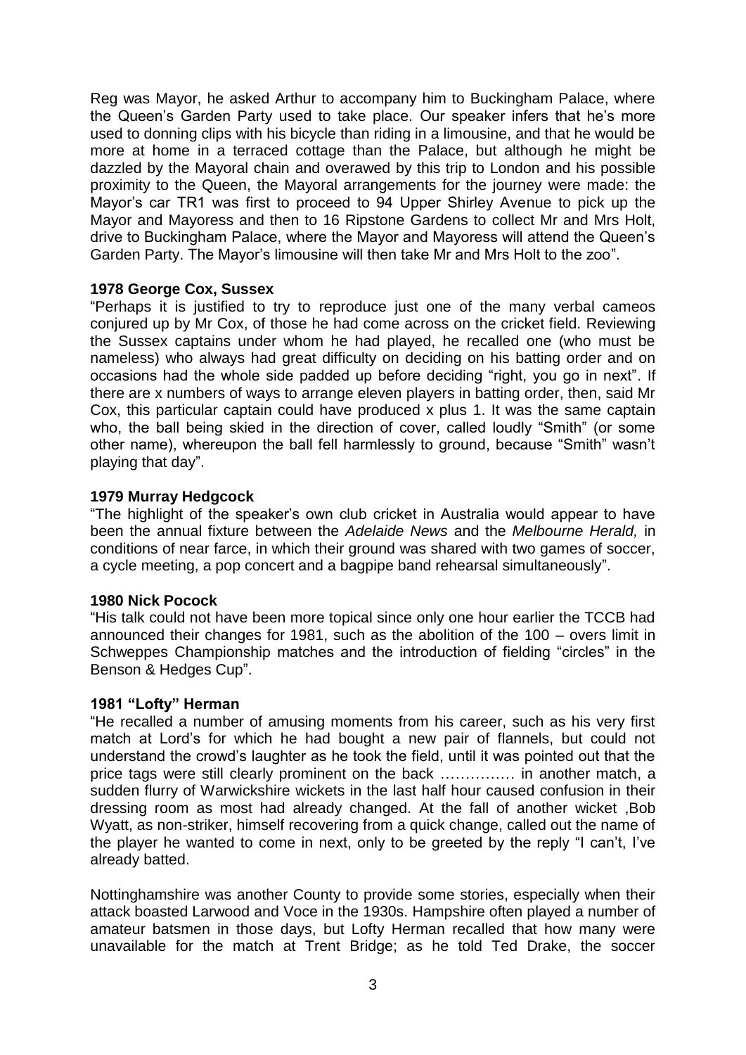Reg was Mayor, he asked Arthur to accompany him to Buckingham Palace, where the Queen's Garden Party used to take place. Our speaker infers that he's more used to donning clips with his bicycle than riding in a limousine, and that he would be more at home in a terraced cottage than the Palace, but although he might be dazzled by the Mayoral chain and overawed by this trip to London and his possible proximity to the Queen, the Mayoral arrangements for the journey were made: the Mayor's car TR1 was first to proceed to 94 Upper Shirley Avenue to pick up the Mayor and Mayoress and then to 16 Ripstone Gardens to collect Mr and Mrs Holt, drive to Buckingham Palace, where the Mayor and Mayoress will attend the Queen's Garden Party. The Mayor's limousine will then take Mr and Mrs Holt to the zoo".

**1978 George Cox, Sussex**

"Perhaps it is justified to try to reproduce just one of the many verbal cameos conjured up by Mr Cox, of those he had come across on the cricket field. Reviewing the Sussex captains under whom he had played, he recalled one (who must be nameless) who always had great difficulty on deciding on his batting order and on occasions had the whole side padded up before deciding "right, you go in next". If there are x numbers of ways to arrange eleven players in batting order, then, said Mr Cox, this particular captain could have produced x plus 1. It was the same captain who, the ball being skied in the direction of cover, called loudly "Smith" (or some other name), whereupon the ball fell harmlessly to ground, because "Smith" wasn't playing that day".

**1979 Murray Hedgcock**

"The highlight of the speaker's own club cricket in Australia would appear to have been the annual fixture between the *Adelaide News* and the *Melbourne Herald,* in conditions of near farce, in which their ground was shared with two games of soccer, a cycle meeting, a pop concert and a bagpipe band rehearsal simultaneously".

**1980 Nick Pocock**

"His talk could not have been more topical since only one hour earlier the TCCB had announced their changes for 1981, such as the abolition of the 100 – overs limit in Schweppes Championship matches and the introduction of fielding "circles" in the Benson & Hedges Cup".

**1981 "Lofty" Herman**

"He recalled a number of amusing moments from his career, such as his very first match at Lord's for which he had bought a new pair of flannels, but could not understand the crowd's laughter as he took the field, until it was pointed out that the price tags were still clearly prominent on the back …………… in another match, a sudden flurry of Warwickshire wickets in the last half hour caused confusion in their dressing room as most had already changed. At the fall of another wicket ,Bob Wyatt, as non-striker, himself recovering from a quick change, called out the name of the player he wanted to come in next, only to be greeted by the reply "I can't, I've already batted.

Nottinghamshire was another County to provide some stories, especially when their attack boasted Larwood and Voce in the 1930s. Hampshire often played a number of amateur batsmen in those days, but Lofty Herman recalled that how many were unavailable for the match at Trent Bridge; as he told Ted Drake, the soccer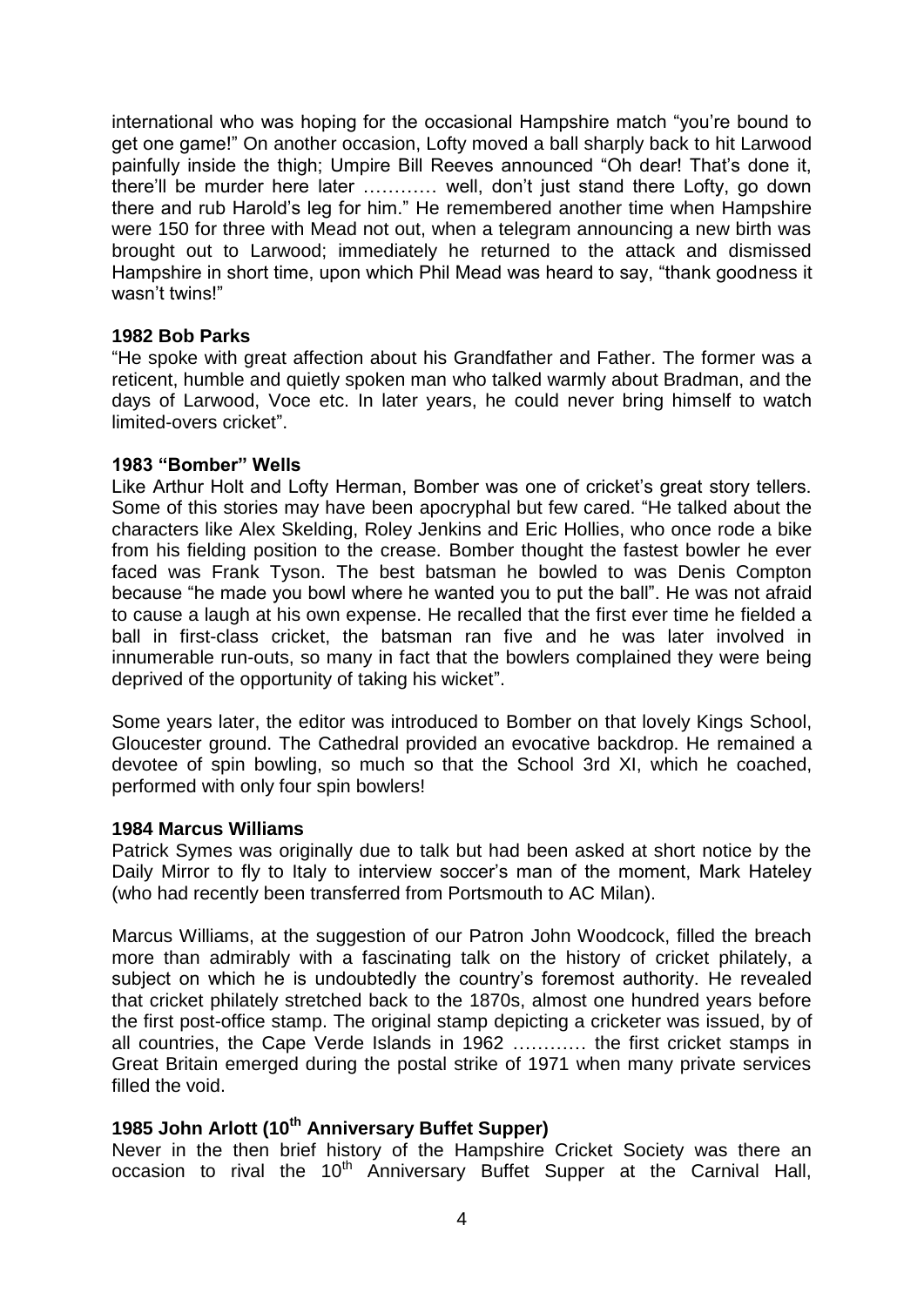international who was hoping for the occasional Hampshire match "you're bound to get one game!" On another occasion, Lofty moved a ball sharply back to hit Larwood painfully inside the thigh; Umpire Bill Reeves announced "Oh dear! That's done it, there'll be murder here later ………… well, don't just stand there Lofty, go down there and rub Harold's leg for him." He remembered another time when Hampshire were 150 for three with Mead not out, when a telegram announcing a new birth was brought out to Larwood; immediately he returned to the attack and dismissed Hampshire in short time, upon which Phil Mead was heard to say, "thank goodness it wasn't twins!"

**1982 Bob Parks**

"He spoke with great affection about his Grandfather and Father. The former was a reticent, humble and quietly spoken man who talked warmly about Bradman, and the days of Larwood, Voce etc. In later years, he could never bring himself to watch limited-overs cricket".

**1983 "Bomber" Wells**

Like Arthur Holt and Lofty Herman, Bomber was one of cricket's great story tellers. Some of this stories may have been apocryphal but few cared. "He talked about the characters like Alex Skelding, Roley Jenkins and Eric Hollies, who once rode a bike from his fielding position to the crease. Bomber thought the fastest bowler he ever faced was Frank Tyson. The best batsman he bowled to was Denis Compton because "he made you bowl where he wanted you to put the ball". He was not afraid to cause a laugh at his own expense. He recalled that the first ever time he fielded a ball in first-class cricket, the batsman ran five and he was later involved in innumerable run-outs, so many in fact that the bowlers complained they were being deprived of the opportunity of taking his wicket".

Some years later, the editor was introduced to Bomber on that lovely Kings School, Gloucester ground. The Cathedral provided an evocative backdrop. He remained a devotee of spin bowling, so much so that the School 3rd XI, which he coached, performed with only four spin bowlers!

**1984 Marcus Williams**

Patrick Symes was originally due to talk but had been asked at short notice by the Daily Mirror to fly to Italy to interview soccer's man of the moment, Mark Hateley (who had recently been transferred from Portsmouth to AC Milan).

Marcus Williams, at the suggestion of our Patron John Woodcock, filled the breach more than admirably with a fascinating talk on the history of cricket philately, a subject on which he is undoubtedly the country's foremost authority. He revealed that cricket philately stretched back to the 1870s, almost one hundred years before the first post-office stamp. The original stamp depicting a cricketer was issued, by of all countries, the Cape Verde Islands in 1962 ………… the first cricket stamps in Great Britain emerged during the postal strike of 1971 when many private services filled the void.

**1985 John Arlott (10th Anniversary Buffet Supper)**

Never in the then brief history of the Hampshire Cricket Society was there an occasion to rival the 10th Anniversary Buffet Supper at the Carnival Hall,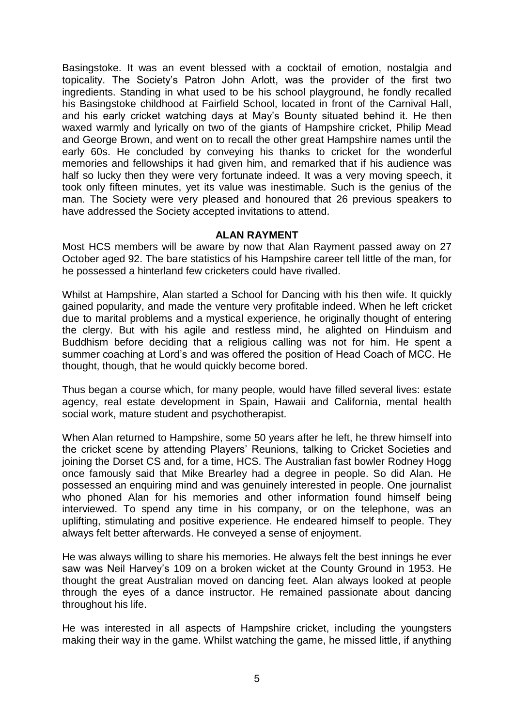Basingstoke. It was an event blessed with a cocktail of emotion, nostalgia and topicality. The Society's Patron John Arlott, was the provider of the first two ingredients. Standing in what used to be his school playground, he fondly recalled his Basingstoke childhood at Fairfield School, located in front of the Carnival Hall, and his early cricket watching days at May's Bounty situated behind it. He then waxed warmly and lyrically on two of the giants of Hampshire cricket, Philip Mead and George Brown, and went on to recall the other great Hampshire names until the early 60s. He concluded by conveying his thanks to cricket for the wonderful memories and fellowships it had given him, and remarked that if his audience was half so lucky then they were very fortunate indeed. It was a very moving speech, it took only fifteen minutes, yet its value was inestimable. Such is the genius of the man. The Society were very pleased and honoured that 26 previous speakers to have addressed the Society accepted invitations to attend.

## ALAN RAYMENT

Most HCS members will be aware by now that Alan Rayment passed away on 27 October aged 92. The bare statistics of his Hampshire career tell little of the man, for he possessed a hinterland few cricketers could have rivalled.

Whilst at Hampshire, Alan started a School for Dancing with his then wife. It quickly gained popularity, and made the venture very profitable indeed. When he left cricket due to marital problems and a mystical experience, he originally thought of entering the clergy. But with his agile and restless mind, he alighted on Hinduism and Buddhism before deciding that a religious calling was not for him. He spent a summer coaching at Lord's and was offered the position of Head Coach of MCC. He thought, though, that he would quickly become bored.

Thus began a course which, for many people, would have filled several lives: estate agency, real estate development in Spain, Hawaii and California, mental health social work, mature student and psychotherapist.

When Alan returned to Hampshire, some 50 years after he left, he threw himself into the cricket scene by attending Players' Reunions, talking to Cricket Societies and joining the Dorset CS and, for a time, HCS. The Australian fast bowler Rodney Hogg once famously said that Mike Brearley had a degree in people. So did Alan. He possessed an enquiring mind and was genuinely interested in people. One journalist who phoned Alan for his memories and other information found himself being interviewed. To spend any time in his company, or on the telephone, was an uplifting, stimulating and positive experience. He endeared himself to people. They always felt better afterwards. He conveyed a sense of enjoyment.

He was always willing to share his memories. He always felt the best innings he ever saw was Neil Harvey's 109 on a broken wicket at the County Ground in 1953. He thought the great Australian moved on dancing feet. Alan always looked at people through the eyes of a dance instructor. He remained passionate about dancing throughout his life.

He was interested in all aspects of Hampshire cricket, including the youngsters making their way in the game. Whilst watching the game, he missed little, if anything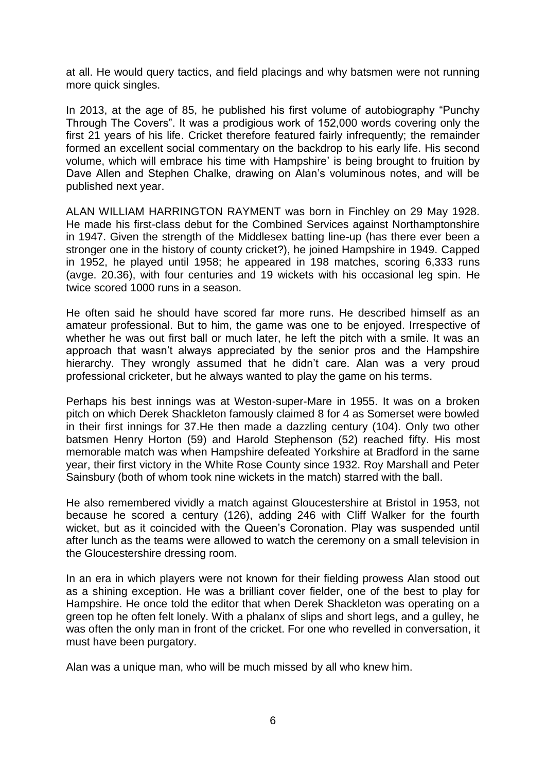at all. He would query tactics, and field placings and why batsmen were not running more quick singles.

In 2013, at the age of 85, he published his first volume of autobiography "Punchy Through The Covers". It was a prodigious work of 152,000 words covering only the first 21 years of his life. Cricket therefore featured fairly infrequently; the remainder formed an excellent social commentary on the backdrop to his early life. His second volume, which will embrace his time with Hampshire' is being brought to fruition by Dave Allen and Stephen Chalke, drawing on Alan's voluminous notes, and will be published next year.

ALAN WILLIAM HARRINGTON RAYMENT was born in Finchley on 29 May 1928. He made his first-class debut for the Combined Services against Northamptonshire in 1947. Given the strength of the Middlesex batting line-up (has there ever been a stronger one in the history of county cricket?), he joined Hampshire in 1949. Capped in 1952, he played until 1958; he appeared in 198 matches, scoring 6,333 runs (avge. 20.36), with four centuries and 19 wickets with his occasional leg spin. He twice scored 1000 runs in a season.

He often said he should have scored far more runs. He described himself as an amateur professional. But to him, the game was one to be enjoyed. Irrespective of whether he was out first ball or much later, he left the pitch with a smile. It was an approach that wasn't always appreciated by the senior pros and the Hampshire hierarchy. They wrongly assumed that he didn't care. Alan was a very proud professional cricketer, but he always wanted to play the game on his terms.

Perhaps his best innings was at Weston-super-Mare in 1955. It was on a broken pitch on which Derek Shackleton famously claimed 8 for 4 as Somerset were bowled in their first innings for 37.He then made a dazzling century (104). Only two other batsmen Henry Horton (59) and Harold Stephenson (52) reached fifty. His most memorable match was when Hampshire defeated Yorkshire at Bradford in the same year, their first victory in the White Rose County since 1932. Roy Marshall and Peter Sainsbury (both of whom took nine wickets in the match) starred with the ball.

He also remembered vividly a match against Gloucestershire at Bristol in 1953, not because he scored a century (126), adding 246 with Cliff Walker for the fourth wicket, but as it coincided with the Queen's Coronation. Play was suspended until after lunch as the teams were allowed to watch the ceremony on a small television in the Gloucestershire dressing room.

In an era in which players were not known for their fielding prowess Alan stood out as a shining exception. He was a brilliant cover fielder, one of the best to play for Hampshire. He once told the editor that when Derek Shackleton was operating on a green top he often felt lonely. With a phalanx of slips and short legs, and a gulley, he was often the only man in front of the cricket. For one who revelled in conversation, it must have been purgatory.

Alan was a unique man, who will be much missed by all who knew him.